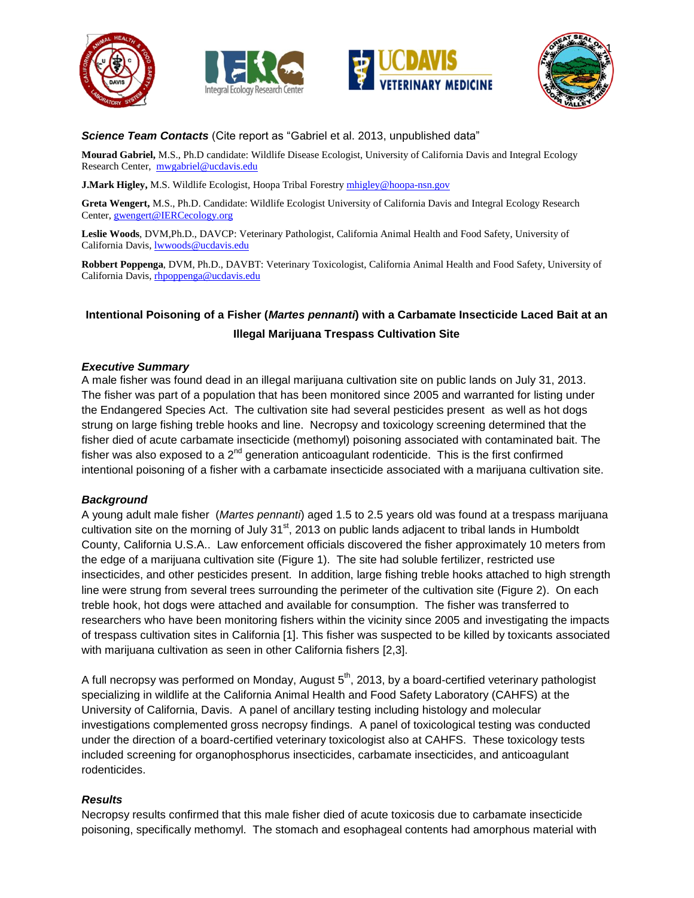***Science Team Contacts*** (Cite report as "Gabriel et al. 2013, unpublished data"

**Mourad Gabriel,** M.S., Ph.D candidate: Wildlife Disease Ecologist, University of California Davis and Integral Ecology Research Center, mwgabriel@ucdavis.edu

**J.Mark Higley,** M.S. Wildlife Ecologist, Hoopa Tribal Forestry mhigley@hoopa-nsn.gov

**Greta Wengert,** M.S., Ph.D. Candidate: Wildlife Ecologist University of California Davis and Integral Ecology Research Center, gwengert@IERCecology.org

**Leslie Woods**, DVM,Ph.D., DAVCP: Veterinary Pathologist, California Animal Health and Food Safety, University of California Davis, lwwoods@ucdavis.edu

**Robbert Poppenga**, DVM, Ph.D., DAVBT: Veterinary Toxicologist, California Animal Health and Food Safety, University of California Davis, rhpoppenga@ucdavis.edu

# Intentional Poisoning of a Fisher (*Martes pennanti*) with a Carbamate Insecticide Laced Bait at an Illegal Marijuana Trespass Cultivation Site

### *Executive Summary*

A male fisher was found dead in an illegal marijuana cultivation site on public lands on July 31, 2013. The fisher was part of a population that has been monitored since 2005 and warranted for listing under the Endangered Species Act. The cultivation site had several pesticides present as well as hot dogs strung on large fishing treble hooks and line. Necropsy and toxicology screening determined that the fisher died of acute carbamate insecticide (methomyl) poisoning associated with contaminated bait. The fisher was also exposed to a 2nd generation anticoagulant rodenticide. This is the first confirmed intentional poisoning of a fisher with a carbamate insecticide associated with a marijuana cultivation site.

### *Background*

A young adult male fisher (*Martes pennanti*) aged 1.5 to 2.5 years old was found at a trespass marijuana cultivation site on the morning of July 31st, 2013 on public lands adjacent to tribal lands in Humboldt County, California U.S.A.. Law enforcement officials discovered the fisher approximately 10 meters from the edge of a marijuana cultivation site (Figure 1). The site had soluble fertilizer, restricted use insecticides, and other pesticides present. In addition, large fishing treble hooks attached to high strength line were strung from several trees surrounding the perimeter of the cultivation site (Figure 2). On each treble hook, hot dogs were attached and available for consumption. The fisher was transferred to researchers who have been monitoring fishers within the vicinity since 2005 and investigating the impacts of trespass cultivation sites in California [1]. This fisher was suspected to be killed by toxicants associated with marijuana cultivation as seen in other California fishers [2,3].

A full necropsy was performed on Monday, August 5th, 2013, by a board-certified veterinary pathologist specializing in wildlife at the California Animal Health and Food Safety Laboratory (CAHFS) at the University of California, Davis. A panel of ancillary testing including histology and molecular investigations complemented gross necropsy findings. A panel of toxicological testing was conducted under the direction of a board-certified veterinary toxicologist also at CAHFS. These toxicology tests included screening for organophosphorus insecticides, carbamate insecticides, and anticoagulant rodenticides.

### *Results*

Necropsy results confirmed that this male fisher died of acute toxicosis due to carbamate insecticide poisoning, specifically methomyl. The stomach and esophageal contents had amorphous material with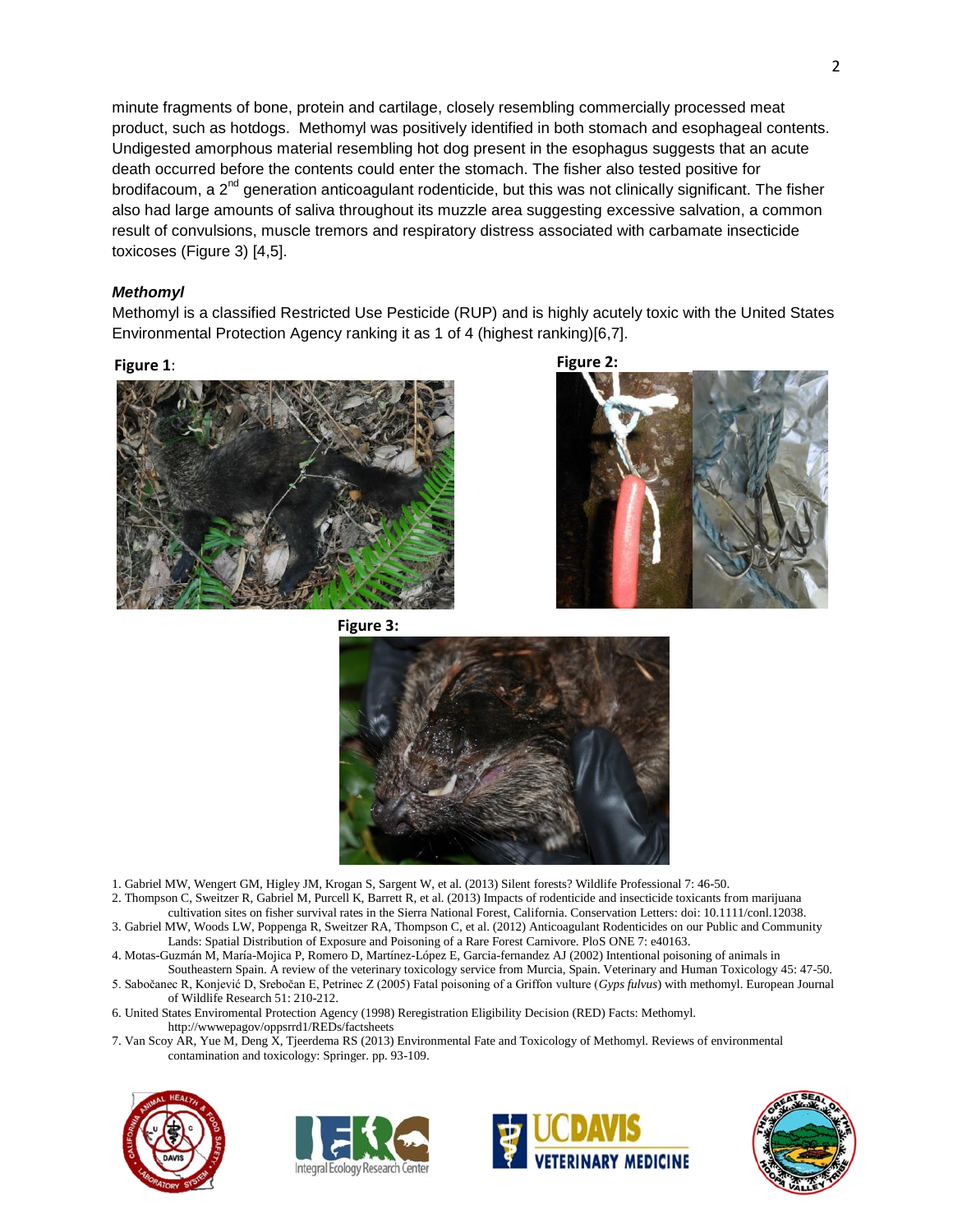minute fragments of bone, protein and cartilage, closely resembling commercially processed meat product, such as hotdogs. Methomyl was positively identified in both stomach and esophageal contents. Undigested amorphous material resembling hot dog present in the esophagus suggests that an acute death occurred before the contents could enter the stomach. The fisher also tested positive for brodifacoum, a 2nd generation anticoagulant rodenticide, but this was not clinically significant. The fisher also had large amounts of saliva throughout its muzzle area suggesting excessive salvation, a common result of convulsions, muscle tremors and respiratory distress associated with carbamate insecticide toxicoses (Figure 3) [4,5].

### *Methomyl*

Methomyl is a classified Restricted Use Pesticide (RUP) and is highly acutely toxic with the United States Environmental Protection Agency ranking it as 1 of 4 (highest ranking)[6,7].

**Figure 1**:

**Figure 2:**

**Figure 3:**

1. Gabriel MW, Wengert GM, Higley JM, Krogan S, Sargent W, et al. (2013) Silent forests? Wildlife Professional 7: 46-50.
2. Thompson C, Sweitzer R, Gabriel M, Purcell K, Barrett R, et al. (2013) Impacts of rodenticide and insecticide toxicants from marijuana cultivation sites on fisher survival rates in the Sierra National Forest, California. Conservation Letters: doi: 10.1111/conl.12038.
3. Gabriel MW, Woods LW, Poppenga R, Sweitzer RA, Thompson C, et al. (2012) Anticoagulant Rodenticides on our Public and Community Lands: Spatial Distribution of Exposure and Poisoning of a Rare Forest Carnivore. PloS ONE 7: e40163.
4. Motas-Guzmán M, María-Mojica P, Romero D, Martínez-López E, Garcia-fernandez AJ (2002) Intentional poisoning of animals in Southeastern Spain. A review of the veterinary toxicology service from Murcia, Spain. Veterinary and Human Toxicology 45: 47-50.
5. Sabočanec R, Konjević D, Srebočan E, Petrinec Z (2005) Fatal poisoning of a Griffon vulture (*Gyps fulvus*) with methomyl. European Journal of Wildlife Research 51: 210-212.
6. United States Enviromental Protection Agency (1998) Reregistration Eligibility Decision (RED) Facts: Methomyl. http://wwwepagov/oppsrrd1/REDs/factsheets
7. Van Scoy AR, Yue M, Deng X, Tjeerdema RS (2013) Environmental Fate and Toxicology of Methomyl. Reviews of environmental contamination and toxicology: Springer. pp. 93-109.